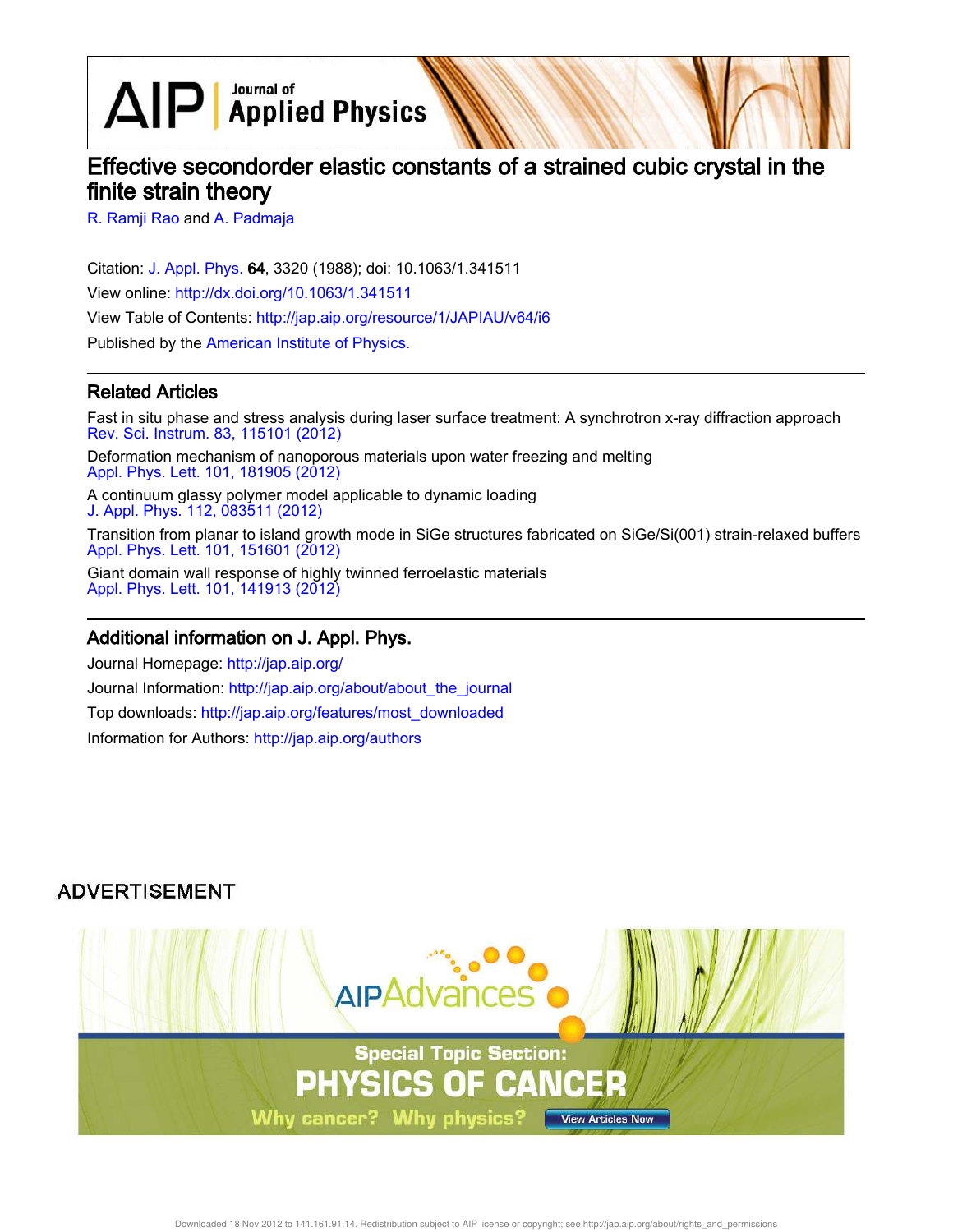# Effective secondorder elastic constants of a strained cubic crystal in the finite strain theory

R. Ramji Rao and A. Padmaja

Citation: J. Appl. Phys. **64**, 3320 (1988); doi: 10.1063/1.341511

View online: http://dx.doi.org/10.1063/1.341511

View Table of Contents: http://jap.aip.org/resource/1/JAPIAU/v64/i6

Published by the American Institute of Physics.

## Related Articles

Fast in situ phase and stress analysis during laser surface treatment: A synchrotron x-ray diffraction approach
Rev. Sci. Instrum. 83, 115101 (2012)

Deformation mechanism of nanoporous materials upon water freezing and melting
Appl. Phys. Lett. 101, 181905 (2012)

A continuum glassy polymer model applicable to dynamic loading
J. Appl. Phys. 112, 083511 (2012)

Transition from planar to island growth mode in SiGe structures fabricated on SiGe/Si(001) strain-relaxed buffers
Appl. Phys. Lett. 101, 151601 (2012)

Giant domain wall response of highly twinned ferroelastic materials
Appl. Phys. Lett. 101, 141913 (2012)

## Additional information on J. Appl. Phys.

Journal Homepage: http://jap.aip.org/

Journal Information: http://jap.aip.org/about/about_the_journal

Top downloads: http://jap.aip.org/features/most_downloaded

Information for Authors: http://jap.aip.org/authors

ADVERTISEMENT

AIP Advances

Special Topic Section:
PHYSICS OF CANCER
Why cancer? Why physics? View Articles Now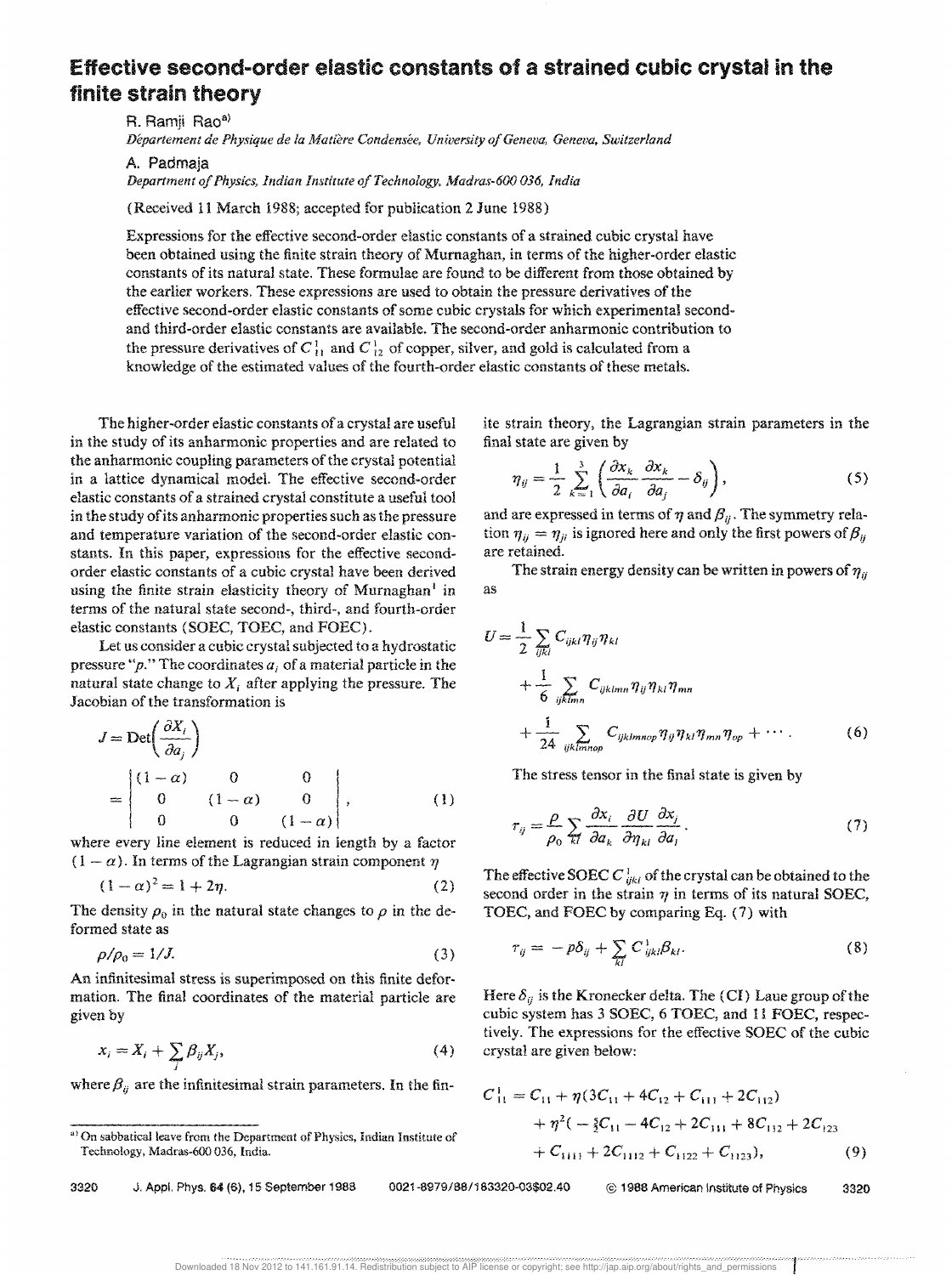# Effective second-order elastic constants of a strained cubic crystal in the finite strain theory

R. Ramji Rao[a]

*Département de Physique de la Matière Condensée, University of Geneva, Geneva, Switzerland*

A. Padmaja

*Department of Physics, Indian Institute of Technology, Madras-600 036, India*

(Received 11 March 1988; accepted for publication 2 June 1988)

Expressions for the effective second-order elastic constants of a strained cubic crystal have been obtained using the finite strain theory of Murnaghan, in terms of the higher-order elastic constants of its natural state. These formulae are found to be different from those obtained by the earlier workers. These expressions are used to obtain the pressure derivatives of the effective second-order elastic constants of some cubic crystals for which experimental second- and third-order elastic constants are available. The second-order anharmonic contribution to the pressure derivatives of $C_{11}^1$ and $C_{12}^1$ of copper, silver, and gold is calculated from a knowledge of the estimated values of the fourth-order elastic constants of these metals.

The higher-order elastic constants of a crystal are useful in the study of its anharmonic properties and are related to the anharmonic coupling parameters of the crystal potential in a lattice dynamical model. The effective second-order elastic constants of a strained crystal constitute a useful tool in the study of its anharmonic properties such as the pressure and temperature variation of the second-order elastic constants. In this paper, expressions for the effective second-order elastic constants of a cubic crystal have been derived using the finite strain elasticity theory of Murnaghan[1] in terms of the natural state second-, third-, and fourth-order elastic constants (SOEC, TOEC, and FOEC).

Let us consider a cubic crystal subjected to a hydrostatic pressure "$p$." The coordinates $a_i$ of a material particle in the natural state change to $X_i$ after applying the pressure. The Jacobian of the transformation is

$$J = \mathrm{Det}\left(\frac{\partial X_i}{\partial a_j}\right) = \begin{vmatrix} (1-\alpha) & 0 & 0 \\ 0 & (1-\alpha) & 0 \\ 0 & 0 & (1-\alpha) \end{vmatrix}, \tag{1}$$

where every line element is reduced in length by a factor $(1-\alpha)$. In terms of the Lagrangian strain component $\eta$

$$(1-\alpha)^2 = 1 + 2\eta. \tag{2}$$

The density $\rho_0$ in the natural state changes to $\rho$ in the deformed state as

$$\rho/\rho_0 = 1/J. \tag{3}$$

An infinitesimal stress is superimposed on this finite deformation. The final coordinates of the material particle are given by

$$x_i = X_i + \sum_j \beta_{ij} X_j, \tag{4}$$

where $\beta_{ij}$ are the infinitesimal strain parameters. In the finite strain theory, the Lagrangian strain parameters in the final state are given by

$$\eta_{ij} = \frac{1}{2}\sum_{k=1}^{3}\left(\frac{\partial x_k}{\partial a_i}\frac{\partial x_k}{\partial a_j} - \delta_{ij}\right), \tag{5}$$

and are expressed in terms of $\eta$ and $\beta_{ij}$. The symmetry relation $\eta_{ij} = \eta_{ji}$ is ignored here and only the first powers of $\beta_{ij}$ are retained.

The strain energy density can be written in powers of $\eta_{ij}$ as

$$U = \frac{1}{2}\sum_{ijkl} C_{ijkl}\eta_{ij}\eta_{kl} + \frac{1}{6}\sum_{ijklmn} C_{ijklmn}\eta_{ij}\eta_{kl}\eta_{mn} + \frac{1}{24}\sum_{ijklmnop} C_{ijklmnop}\eta_{ij}\eta_{kl}\eta_{mn}\eta_{op} + \cdots. \tag{6}$$

The stress tensor in the final state is given by

$$\tau_{ij} = \frac{\rho}{\rho_0}\sum_{kl}\frac{\partial x_i}{\partial a_k}\frac{\partial U}{\partial \eta_{kl}}\frac{\partial x_j}{\partial a_l}. \tag{7}$$

The effective SOEC $C_{ijkl}^1$ of the crystal can be obtained to the second order in the strain $\eta$ in terms of its natural SOEC, TOEC, and FOEC by comparing Eq. (7) with

$$\tau_{ij} = -p\delta_{ij} + \sum_{kl} C_{ijkl}^1 \beta_{kl}. \tag{8}$$

Here $\delta_{ij}$ is the Kronecker delta. The (CI) Laue group of the cubic system has 3 SOEC, 6 TOEC, and 11 FOEC, respectively. The expressions for the effective SOEC of the cubic crystal are given below:

$$C_{11}^1 = C_{11} + \eta(3C_{11} + 4C_{12} + C_{111} + 2C_{112}) + \eta^2\left(-\tfrac{3}{2}C_{11} - 4C_{12} + 2C_{111} + 8C_{112} + 2C_{123} + C_{1111} + 2C_{1112} + C_{1122} + C_{1123}\right), \tag{9}$$

[a] On sabbatical leave from the Department of Physics, Indian Institute of Technology, Madras-600 036, India.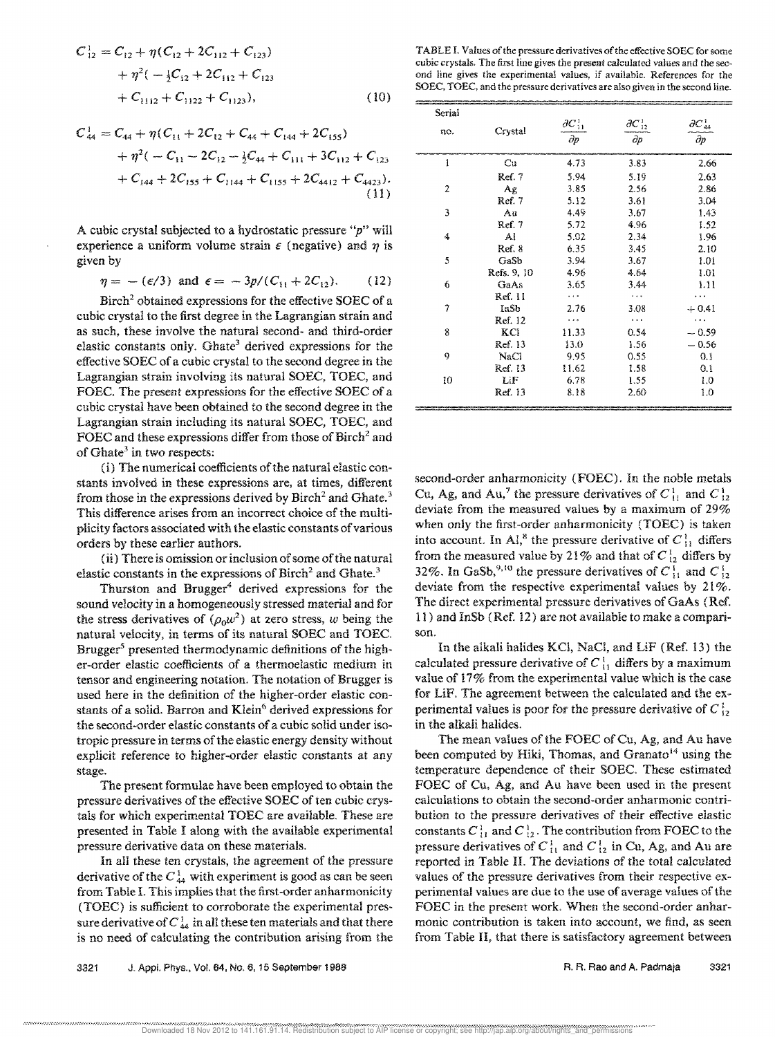$$C_{12}^{1} = C_{12} + \eta(C_{12} + 2C_{112} + C_{123}) + \eta^2(-\tfrac{1}{2}C_{12} + 2C_{112} + C_{123} + C_{1112} + C_{1122} + C_{1123}), \tag{10}$$

$$C_{44}^{1} = C_{44} + \eta(C_{11} + 2C_{12} + C_{44} + C_{144} + 2C_{155}) + \eta^2(-C_{11} - 2C_{12} - \tfrac{1}{2}C_{44} + C_{111} + 3C_{112} + C_{123} + C_{144} + 2C_{155} + C_{1144} + C_{1155} + 2C_{4412} + C_{4423}). \tag{11}$$

A cubic crystal subjected to a hydrostatic pressure "$p$" will experience a uniform volume strain $\epsilon$ (negative) and $\eta$ is given by

$$\eta = -(\epsilon/3) \text{ and } \epsilon = -3p/(C_{11} + 2C_{12}). \tag{12}$$

Birch[2] obtained expressions for the effective SOEC of a cubic crystal to the first degree in the Lagrangian strain and as such, these involve the natural second- and third-order elastic constants only. Ghate[3] derived expressions for the effective SOEC of a cubic crystal to the second degree in the Lagrangian strain involving its natural SOEC, TOEC, and FOEC. The present expressions for the effective SOEC of a cubic crystal have been obtained to the second degree in the Lagrangian strain including its natural SOEC, TOEC, and FOEC and these expressions differ from those of Birch[2] and of Ghate[3] in two respects:

(i) The numerical coefficients of the natural elastic constants involved in these expressions are, at times, different from those in the expressions derived by Birch[2] and Ghate.[3] This difference arises from an incorrect choice of the multiplicity factors associated with the elastic constants of various orders by these earlier authors.

(ii) There is omission or inclusion of some of the natural elastic constants in the expressions of Birch[2] and Ghate.[3]

Thurston and Brugger[4] derived expressions for the sound velocity in a homogeneously stressed material and for the stress derivatives of $(\rho_0 w^2)$ at zero stress, $w$ being the natural velocity, in terms of its natural SOEC and TOEC. Brugger[5] presented thermodynamic definitions of the higher-order elastic coefficients of a thermoelastic medium in tensor and engineering notation. The notation of Brugger is used here in the definition of the higher-order elastic constants of a solid. Barron and Klein[6] derived expressions for the second-order elastic constants of a cubic solid under isotropic pressure in terms of the elastic energy density without explicit reference to higher-order elastic constants at any stage.

The present formulae have been employed to obtain the pressure derivatives of the effective SOEC of ten cubic crystals for which experimental TOEC are available. These are presented in Table I along with the available experimental pressure derivative data on these materials.

In all these ten crystals, the agreement of the pressure derivative of the $C_{44}^{1}$ with experiment is good as can be seen from Table I. This implies that the first-order anharmonicity (TOEC) is sufficient to corroborate the experimental pressure derivative of $C_{44}^{1}$ in all these ten materials and that there is no need of calculating the contribution arising from the second-order anharmonicity (FOEC). In the noble metals Cu, Ag, and Au,[7] the pressure derivatives of $C_{11}^{1}$ and $C_{12}^{1}$ deviate from the measured values by a maximum of 29% when only the first-order anharmonicity (TOEC) is taken into account. In Al,[8] the pressure derivative of $C_{11}^{1}$ differs from the measured value by 21% and that of $C_{12}^{1}$ differs by 32%. In GaSb,[9,10] the pressure derivatives of $C_{11}^{1}$ and $C_{12}^{1}$ deviate from the respective experimental values by 21%. The direct experimental pressure derivatives of GaAs (Ref. 11) and InSb (Ref. 12) are not available to make a comparison.

TABLE I. Values of the pressure derivatives of the effective SOEC for some cubic crystals. The first line gives the present calculated values and the second line gives the experimental values, if available. References for the SOEC, TOEC, and the pressure derivatives are also given in the second line.

| Serial no. | Crystal | $\frac{\partial C_{11}^{1}}{\partial p}$ | $\frac{\partial C_{12}^{1}}{\partial p}$ | $\frac{\partial C_{44}^{1}}{\partial p}$ |
|---|---|---|---|---|
| 1 | Cu | 4.73 | 3.83 | 2.66 |
| | Ref. 7 | 5.94 | 5.19 | 2.63 |
| 2 | Ag | 3.85 | 2.56 | 2.86 |
| | Ref. 7 | 5.12 | 3.61 | 3.04 |
| 3 | Au | 4.49 | 3.67 | 1.43 |
| | Ref. 7 | 5.72 | 4.96 | 1.52 |
| 4 | Al | 5.02 | 2.34 | 1.96 |
| | Ref. 8 | 6.35 | 3.45 | 2.10 |
| 5 | GaSb | 3.94 | 3.67 | 1.01 |
| | Refs. 9, 10 | 4.96 | 4.64 | 1.01 |
| 6 | GaAs | 3.65 | 3.44 | 1.11 |
| | Ref. 11 | ... | ... | ... |
| 7 | InSb | 2.76 | 3.08 | +0.41 |
| | Ref. 12 | ... | ... | ... |
| 8 | KCl | 11.33 | 0.54 | −0.59 |
| | Ref. 13 | 13.0 | 1.56 | −0.56 |
| 9 | NaCl | 9.95 | 0.55 | 0.1 |
| | Ref. 13 | 11.62 | 1.58 | 0.1 |
| 10 | LiF | 6.78 | 1.55 | 1.0 |
| | Ref. 13 | 8.18 | 2.60 | 1.0 |

In the alkali halides KCl, NaCl, and LiF (Ref. 13) the calculated pressure derivative of $C_{11}^{1}$ differs by a maximum value of 17% from the experimental value which is the case for LiF. The agreement between the calculated and the experimental values is poor for the pressure derivative of $C_{12}^{1}$ in the alkali halides.

The mean values of the FOEC of Cu, Ag, and Au have been computed by Hiki, Thomas, and Granato[14] using the temperature dependence of their SOEC. These estimated FOEC of Cu, Ag, and Au have been used in the present calculations to obtain the second-order anharmonic contribution to the pressure derivatives of their effective elastic constants $C_{11}^{1}$ and $C_{12}^{1}$. The contribution from FOEC to the pressure derivatives of $C_{11}^{1}$ and $C_{12}^{1}$ in Cu, Ag, and Au are reported in Table II. The deviations of the total calculated values of the pressure derivatives from their respective experimental values are due to the use of average values of the FOEC in the present work. When the second-order anharmonic contribution is taken into account, we find, as seen from Table II, that there is satisfactory agreement between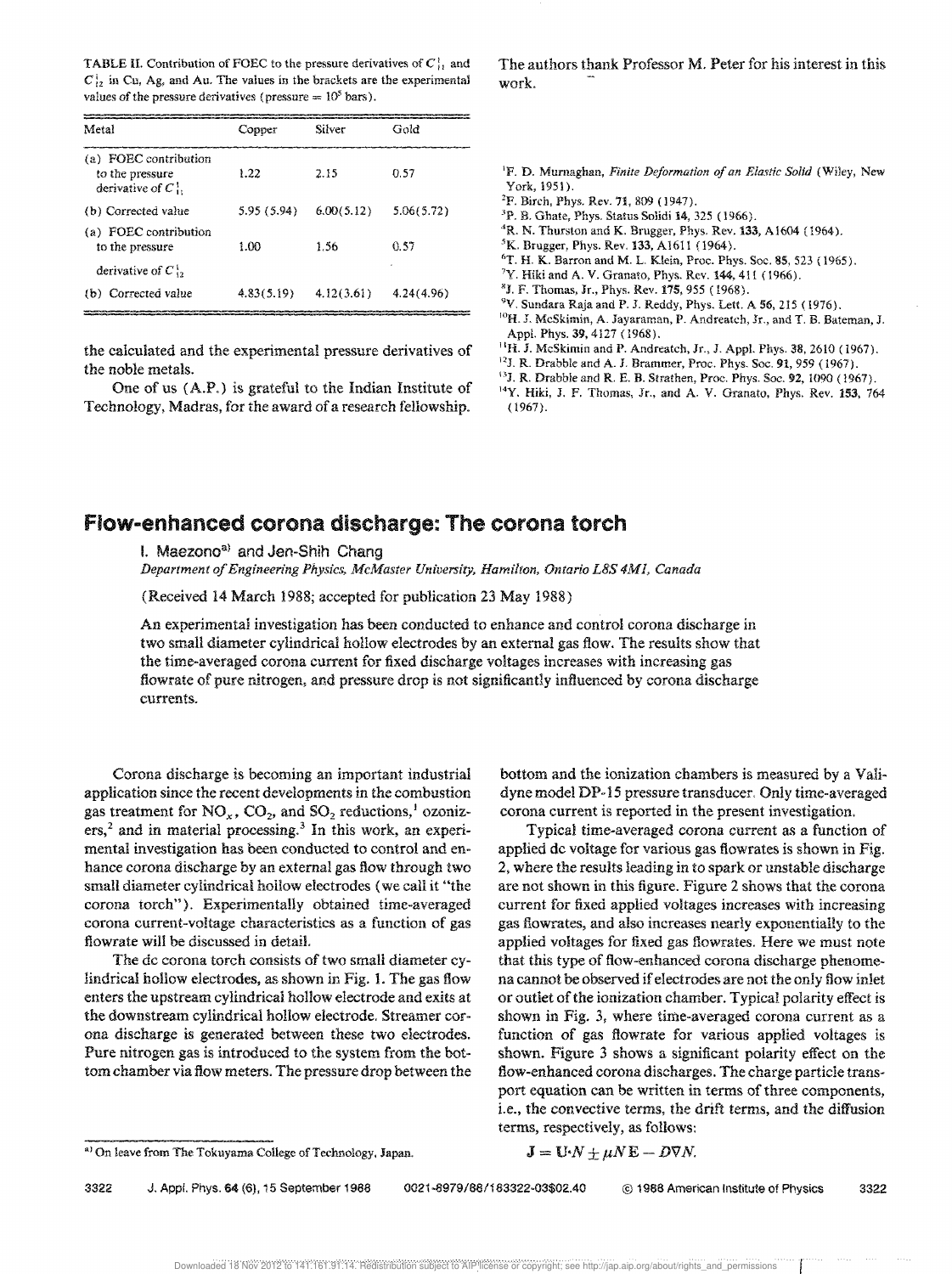TABLE II. Contribution of FOEC to the pressure derivatives of $C_{11}^{1}$ and $C_{12}^{1}$ in Cu, Ag, and Au. The values in the brackets are the experimental values of the pressure derivatives (pressure = $10^5$ bars).

| Metal | Copper | Silver | Gold |
|---|---|---|---|
| (a) FOEC contribution to the pressure derivative of $C_{11}^{1}$ | 1.22 | 2.15 | 0.57 |
| (b) Corrected value | 5.95 (5.94) | 6.00(5.12) | 5.06(5.72) |
| (a) FOEC contribution to the pressure derivative of $C_{12}^{1}$ | 1.00 | 1.56 | 0.57 |
| (b) Corrected value | 4.83(5.19) | 4.12(3.61) | 4.24(4.96) |

the calculated and the experimental pressure derivatives of the noble metals.

One of us (A.P.) is grateful to the Indian Institute of Technology, Madras, for the award of a research fellowship. The authors thank Professor M. Peter for his interest in this work.

[1]F. D. Murnaghan, *Finite Deformation of an Elastic Solid* (Wiley, New York, 1951).
[2]F. Birch, Phys. Rev. **71**, 809 (1947).
[3]P. B. Ghate, Phys. Status Solidi **14**, 325 (1966).
[4]R. N. Thurston and K. Brugger, Phys. Rev. **133**, A1604 (1964).
[5]K. Brugger, Phys. Rev. **133**, A1611 (1964).
[6]T. H. K. Barron and M. L. Klein, Proc. Phys. Soc. **85**, 523 (1965).
[7]Y. Hiki and A. V. Granato, Phys. Rev. **144**, 411 (1966).
[8]J. F. Thomas, Jr., Phys. Rev. **175**, 955 (1968).
[9]V. Sundara Raja and P. J. Reddy, Phys. Lett. A **56**, 215 (1976).
[10]H. J. McSkimin, A. Jayaraman, P. Andreatch, Jr., and T. B. Bateman, J. Appl. Phys. **39**, 4127 (1968).
[11]H. J. McSkimin and P. Andreatch, Jr., J. Appl. Phys. **38**, 2610 (1967).
[12]J. R. Drabble and A. J. Brammer, Proc. Phys. Soc. **91**, 959 (1967).
[13]J. R. Drabble and R. E. B. Strathen, Proc. Phys. Soc. **92**, 1090 (1967).
[14]Y. Hiki, J. F. Thomas, Jr., and A. V. Granato, Phys. Rev. **153**, 764 (1967).

# Flow-enhanced corona discharge: The corona torch

I. Maezono[a] and Jen-Shih Chang

*Department of Engineering Physics, McMaster University, Hamilton, Ontario L8S 4M1, Canada*

(Received 14 March 1988; accepted for publication 23 May 1988)

An experimental investigation has been conducted to enhance and control corona discharge in two small diameter cylindrical hollow electrodes by an external gas flow. The results show that the time-averaged corona current for fixed discharge voltages increases with increasing gas flowrate of pure nitrogen, and pressure drop is not significantly influenced by corona discharge currents.

Corona discharge is becoming an important industrial application since the recent developments in the combustion gas treatment for $NO_x$, $CO_2$, and $SO_2$ reductions,[1] ozonizers,[2] and in material processing.[3] In this work, an experimental investigation has been conducted to control and enhance corona discharge by an external gas flow through two small diameter cylindrical hollow electrodes (we call it "the corona torch"). Experimentally obtained time-averaged corona current-voltage characteristics as a function of gas flowrate will be discussed in detail.

The dc corona torch consists of two small diameter cylindrical hollow electrodes, as shown in Fig. 1. The gas flow enters the upstream cylindrical hollow electrode and exits at the downstream cylindrical hollow electrode. Streamer corona discharge is generated between these two electrodes. Pure nitrogen gas is introduced to the system from the bottom chamber via flow meters. The pressure drop between the bottom and the ionization chambers is measured by a Validyne model DP-15 pressure transducer. Only time-averaged corona current is reported in the present investigation.

Typical time-averaged corona current as a function of applied dc voltage for various gas flowrates is shown in Fig. 2, where the results leading in to spark or unstable discharge are not shown in this figure. Figure 2 shows that the corona current for fixed applied voltages increases with increasing gas flowrates, and also increases nearly exponentially to the applied voltages for fixed gas flowrates. Here we must note that this type of flow-enhanced corona discharge phenomena cannot be observed if electrodes are not the only flow inlet or outlet of the ionization chamber. Typical polarity effect is shown in Fig. 3, where time-averaged corona current as a function of gas flowrate for various applied voltages is shown. Figure 3 shows a significant polarity effect on the flow-enhanced corona discharges. The charge particle transport equation can be written in terms of three components, i.e., the convective terms, the drift terms, and the diffusion terms, respectively, as follows:

$$\mathbf{J} = \mathbf{U} \cdot N \pm \mu N \mathbf{E} - D \nabla N.$$

[a] On leave from The Tokuyama College of Technology, Japan.